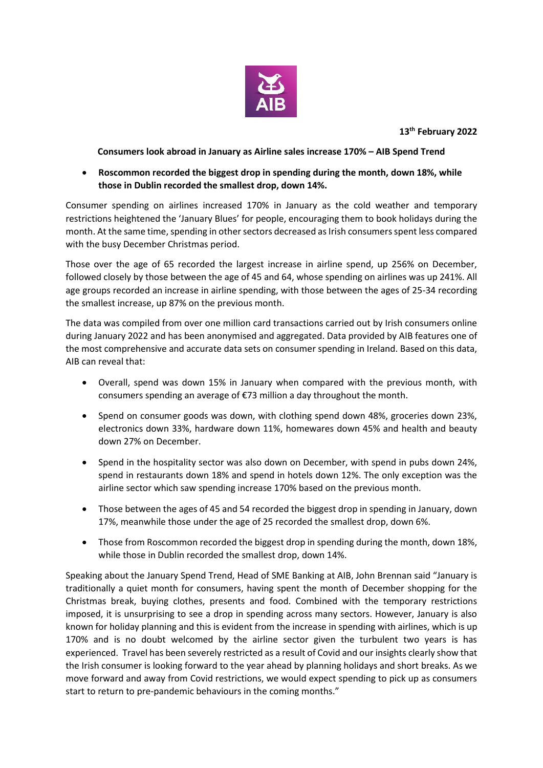13th February 2022

**Consumers look abroad in January as Airline sales increase 170% – AIB Spend Trend**

- **Roscommon recorded the biggest drop in spending during the month, down 18%, while those in Dublin recorded the smallest drop, down 14%.**

Consumer spending on airlines increased 170% in January as the cold weather and temporary restrictions heightened the 'January Blues' for people, encouraging them to book holidays during the month. At the same time, spending in other sectors decreased as Irish consumers spent less compared with the busy December Christmas period.

Those over the age of 65 recorded the largest increase in airline spend, up 256% on December, followed closely by those between the age of 45 and 64, whose spending on airlines was up 241%. All age groups recorded an increase in airline spending, with those between the ages of 25-34 recording the smallest increase, up 87% on the previous month.

The data was compiled from over one million card transactions carried out by Irish consumers online during January 2022 and has been anonymised and aggregated. Data provided by AIB features one of the most comprehensive and accurate data sets on consumer spending in Ireland. Based on this data, AIB can reveal that:

- Overall, spend was down 15% in January when compared with the previous month, with consumers spending an average of €73 million a day throughout the month.
- Spend on consumer goods was down, with clothing spend down 48%, groceries down 23%, electronics down 33%, hardware down 11%, homewares down 45% and health and beauty down 27% on December.
- Spend in the hospitality sector was also down on December, with spend in pubs down 24%, spend in restaurants down 18% and spend in hotels down 12%. The only exception was the airline sector which saw spending increase 170% based on the previous month.
- Those between the ages of 45 and 54 recorded the biggest drop in spending in January, down 17%, meanwhile those under the age of 25 recorded the smallest drop, down 6%.
- Those from Roscommon recorded the biggest drop in spending during the month, down 18%, while those in Dublin recorded the smallest drop, down 14%.

Speaking about the January Spend Trend, Head of SME Banking at AIB, John Brennan said "January is traditionally a quiet month for consumers, having spent the month of December shopping for the Christmas break, buying clothes, presents and food. Combined with the temporary restrictions imposed, it is unsurprising to see a drop in spending across many sectors. However, January is also known for holiday planning and this is evident from the increase in spending with airlines, which is up 170% and is no doubt welcomed by the airline sector given the turbulent two years is has experienced. Travel has been severely restricted as a result of Covid and our insights clearly show that the Irish consumer is looking forward to the year ahead by planning holidays and short breaks. As we move forward and away from Covid restrictions, we would expect spending to pick up as consumers start to return to pre-pandemic behaviours in the coming months."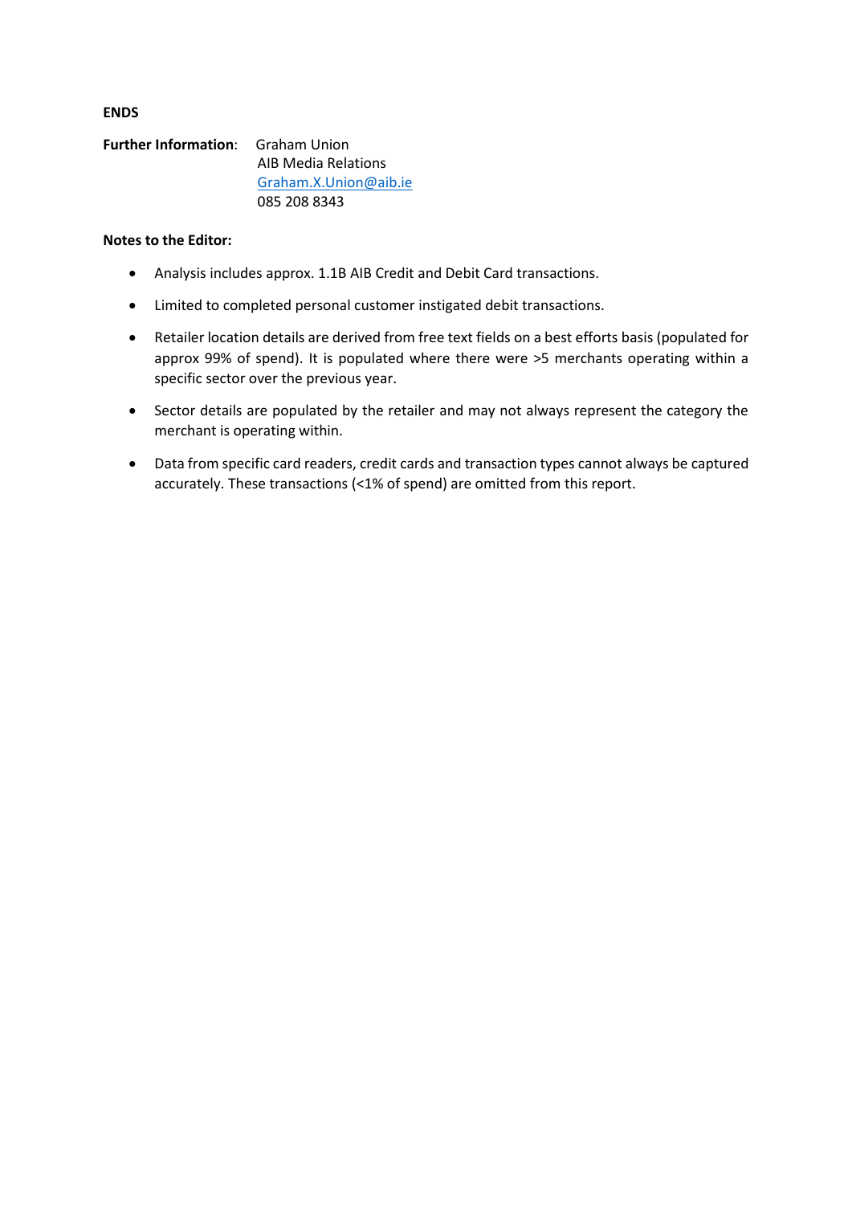**ENDS**

**Further Information**: Graham Union
AIB Media Relations
Graham.X.Union@aib.ie
085 208 8343

**Notes to the Editor:**

- Analysis includes approx. 1.1B AIB Credit and Debit Card transactions.
- Limited to completed personal customer instigated debit transactions.
- Retailer location details are derived from free text fields on a best efforts basis (populated for approx 99% of spend). It is populated where there were >5 merchants operating within a specific sector over the previous year.
- Sector details are populated by the retailer and may not always represent the category the merchant is operating within.
- Data from specific card readers, credit cards and transaction types cannot always be captured accurately. These transactions (<1% of spend) are omitted from this report.